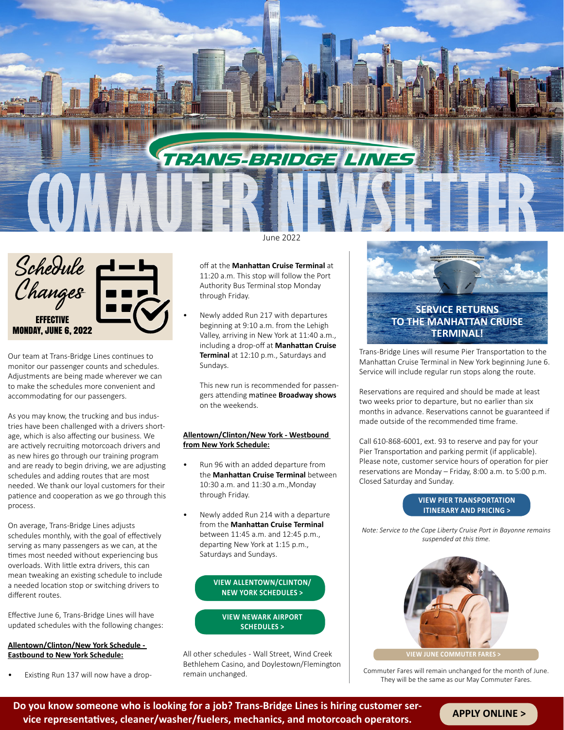# TRANS-BRIDGE LINES COMMUTER NEWSLETTER

June 2022

## Schedule Changes

**EFFECTIVE MONDAY, JUNE 6, 2022**

Our team at Trans-Bridge Lines continues to monitor our passenger counts and schedules. Adjustments are being made wherever we can to make the schedules more convenient and accommodating for our passengers.

As you may know, the trucking and bus industries have been challenged with a drivers shortage, which is also affecting our business. We are actively recruiting motorcoach drivers and as new hires go through our training program and are ready to begin driving, we are adjusting schedules and adding routes that are most needed. We thank our loyal customers for their patience and cooperation as we go through this process.

On average, Trans-Bridge Lines adjusts schedules monthly, with the goal of effectively serving as many passengers as we can, at the times most needed without experiencing bus overloads. With little extra drivers, this can mean tweaking an existing schedule to include a needed location stop or switching drivers to different routes.

Effective June 6, Trans-Bridge Lines will have updated schedules with the following changes:

**Allentown/Clinton/New York Schedule - Eastbound to New York Schedule:**

- Existing Run 137 will now have a drop-off at the **Manhattan Cruise Terminal** at 11:20 a.m. This stop will follow the Port Authority Bus Terminal stop Monday through Friday.
- Newly added Run 217 with departures beginning at 9:10 a.m. from the Lehigh Valley, arriving in New York at 11:40 a.m., including a drop-off at **Manhattan Cruise Terminal** at 12:10 p.m., Saturdays and Sundays.

  This new run is recommended for passengers attending matinee **Broadway shows** on the weekends.

**Allentown/Clinton/New York - Westbound from New York Schedule:**

- Run 96 with an added departure from the **Manhattan Cruise Terminal** between 10:30 a.m. and 11:30 a.m.,Monday through Friday.
- Newly added Run 214 with a departure from the **Manhattan Cruise Terminal** between 11:45 a.m. and 12:45 p.m., departing New York at 1:15 p.m., Saturdays and Sundays.

VIEW ALLENTOWN/CLINTON/ NEW YORK SCHEDULES >

VIEW NEWARK AIRPORT SCHEDULES >

All other schedules - Wall Street, Wind Creek Bethlehem Casino, and Doylestown/Flemington remain unchanged.

## SERVICE RETURNS TO THE MANHATTAN CRUISE TERMINAL!

Trans-Bridge Lines will resume Pier Transportation to the Manhattan Cruise Terminal in New York beginning June 6. Service will include regular run stops along the route.

Reservations are required and should be made at least two weeks prior to departure, but no earlier than six months in advance. Reservations cannot be guaranteed if made outside of the recommended time frame.

Call 610-868-6001, ext. 93 to reserve and pay for your Pier Transportation and parking permit (if applicable). Please note, customer service hours of operation for pier reservations are Monday – Friday, 8:00 a.m. to 5:00 p.m. Closed Saturday and Sunday.

VIEW PIER TRANSPORTATION ITINERARY AND PRICING >

*Note: Service to the Cape Liberty Cruise Port in Bayonne remains suspended at this time.*

VIEW JUNE COMMUTER FARES >

Commuter Fares will remain unchanged for the month of June. They will be the same as our May Commuter Fares.

**Do you know someone who is looking for a job? Trans-Bridge Lines is hiring customer service representatives, cleaner/washer/fuelers, mechanics, and motorcoach operators.**

APPLY ONLINE >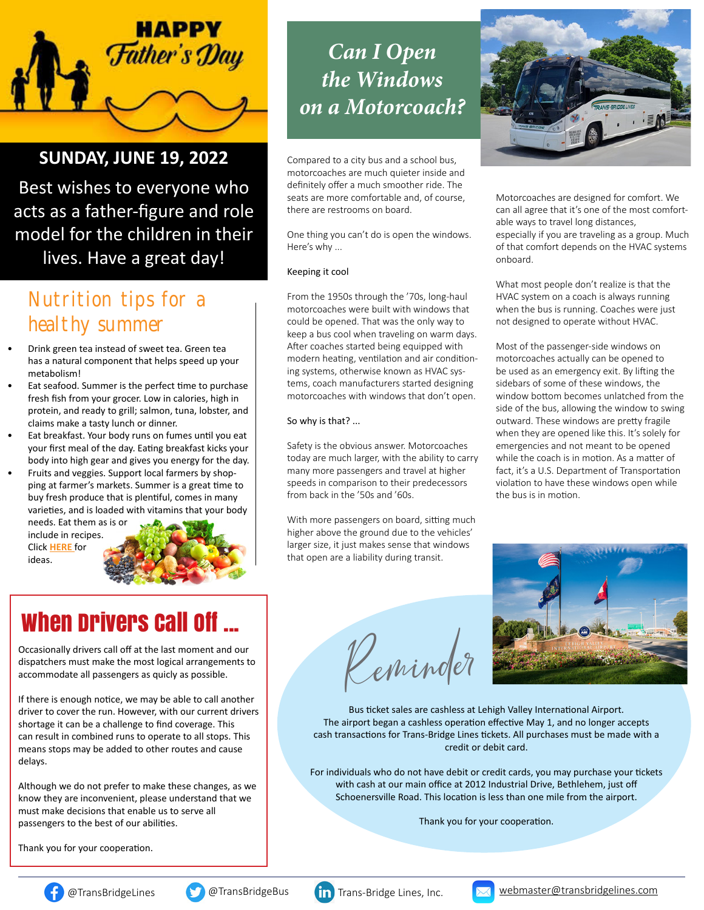# HAPPY Father's Day

**SUNDAY, JUNE 19, 2022**

Best wishes to everyone who acts as a father-figure and role model for the children in their lives. Have a great day!

## Nutrition tips for a healthy summer

- Drink green tea instead of sweet tea. Green tea has a natural component that helps speed up your metabolism!
- Eat seafood. Summer is the perfect time to purchase fresh fish from your grocer. Low in calories, high in protein, and ready to grill; salmon, tuna, lobster, and claims make a tasty lunch or dinner.
- Eat breakfast. Your body runs on fumes until you eat your first meal of the day. Eating breakfast kicks your body into high gear and gives you energy for the day.
- Fruits and veggies. Support local farmers by shopping at farmer's markets. Summer is a great time to buy fresh produce that is plentiful, comes in many varieties, and is loaded with vitamins that your body needs. Eat them as is or include in recipes. Click HERE for ideas.

## When Drivers Call Off ...

Occasionally drivers call off at the last moment and our dispatchers must make the most logical arrangements to accommodate all passengers as quicly as possible.

If there is enough notice, we may be able to call another driver to cover the run. However, with our current drivers shortage it can be a challenge to find coverage. This can result in combined runs to operate to all stops. This means stops may be added to other routes and cause delays.

Although we do not prefer to make these changes, as we know they are inconvenient, please understand that we must make decisions that enable us to serve all passengers to the best of our abilities.

Thank you for your cooperation.

## *Can I Open the Windows on a Motorcoach?*

Compared to a city bus and a school bus, motorcoaches are much quieter inside and definitely offer a much smoother ride. The seats are more comfortable and, of course, there are restrooms on board.

One thing you can't do is open the windows. Here's why ...

Keeping it cool

From the 1950s through the '70s, long-haul motorcoaches were built with windows that could be opened. That was the only way to keep a bus cool when traveling on warm days. After coaches started being equipped with modern heating, ventilation and air conditioning systems, otherwise known as HVAC systems, coach manufacturers started designing motorcoaches with windows that don't open.

So why is that? ...

Safety is the obvious answer. Motorcoaches today are much larger, with the ability to carry many more passengers and travel at higher speeds in comparison to their predecessors from back in the '50s and '60s.

With more passengers on board, sitting much higher above the ground due to the vehicles' larger size, it just makes sense that windows that open are a liability during transit.

Motorcoaches are designed for comfort. We can all agree that it's one of the most comfortable ways to travel long distances, especially if you are traveling as a group. Much of that comfort depends on the HVAC systems onboard.

What most people don't realize is that the HVAC system on a coach is always running when the bus is running. Coaches were just not designed to operate without HVAC.

Most of the passenger-side windows on motorcoaches actually can be opened to be used as an emergency exit. By lifting the sidebars of some of these windows, the window bottom becomes unlatched from the side of the bus, allowing the window to swing outward. These windows are pretty fragile when they are opened like this. It's solely for emergencies and not meant to be opened while the coach is in motion. As a matter of fact, it's a U.S. Department of Transportation violation to have these windows open while the bus is in motion.

## Reminder

Bus ticket sales are cashless at Lehigh Valley International Airport. The airport began a cashless operation effective May 1, and no longer accepts cash transactions for Trans-Bridge Lines tickets. All purchases must be made with a credit or debit card.

For individuals who do not have debit or credit cards, you may purchase your tickets with cash at our main office at 2012 Industrial Drive, Bethlehem, just off Schoenersville Road. This location is less than one mile from the airport.

Thank you for your cooperation.

@TransBridgeLines | @TransBridgeBus | Trans-Bridge Lines, Inc. | webmaster@transbridgelines.com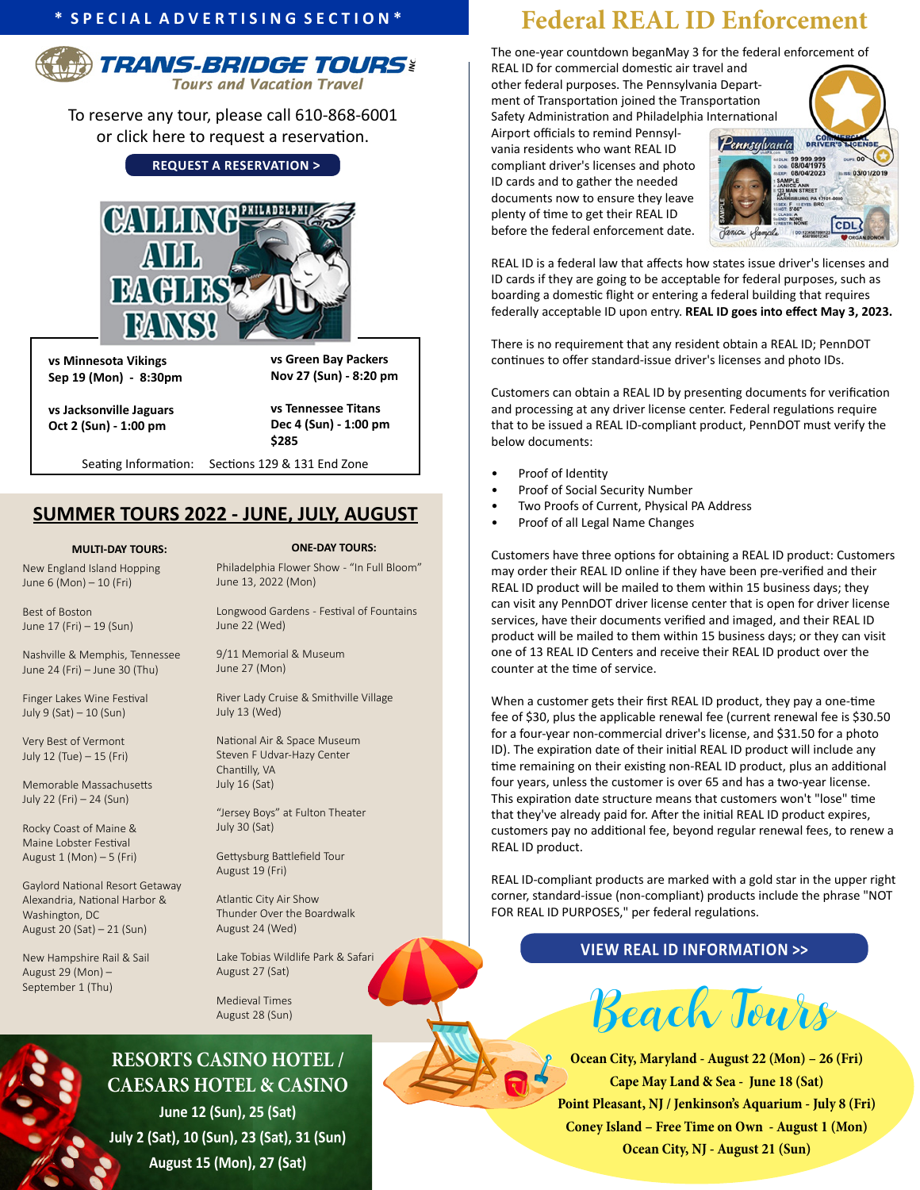**\* SPECIAL ADVERTISING SECTION \***

**TRANS-BRIDGE TOURS INC**
*Tours and Vacation Travel*

To reserve any tour, please call 610-868-6001 or click here to request a reservation.

**REQUEST A RESERVATION >**

# CALLING ALL EAGLES FANS!

PHILADELPHIA

| | |
|---|---|
| **vs Minnesota Vikings** **Sep 19 (Mon) - 8:30pm** | **vs Green Bay Packers** **Nov 27 (Sun) - 8:20 pm** |
| **vs Jacksonville Jaguars** **Oct 2 (Sun) - 1:00 pm** | **vs Tennessee Titans** **Dec 4 (Sun) - 1:00 pm** **$285** |

Seating Information: Sections 129 & 131 End Zone

## SUMMER TOURS 2022 - JUNE, JULY, AUGUST

**MULTI-DAY TOURS:**

New England Island Hopping
June 6 (Mon) – 10 (Fri)

Best of Boston
June 17 (Fri) – 19 (Sun)

Nashville & Memphis, Tennessee
June 24 (Fri) – June 30 (Thu)

Finger Lakes Wine Festival
July 9 (Sat) – 10 (Sun)

Very Best of Vermont
July 12 (Tue) – 15 (Fri)

Memorable Massachusetts
July 22 (Fri) – 24 (Sun)

Rocky Coast of Maine & Maine Lobster Festival
August 1 (Mon) – 5 (Fri)

Gaylord National Resort Getaway Alexandria, National Harbor & Washington, DC
August 20 (Sat) – 21 (Sun)

New Hampshire Rail & Sail
August 29 (Mon) – September 1 (Thu)

**ONE-DAY TOURS:**

Philadelphia Flower Show - "In Full Bloom"
June 13, 2022 (Mon)

Longwood Gardens - Festival of Fountains
June 22 (Wed)

9/11 Memorial & Museum
June 27 (Mon)

River Lady Cruise & Smithville Village
July 13 (Wed)

National Air & Space Museum Steven F Udvar-Hazy Center Chantilly, VA
July 16 (Sat)

"Jersey Boys" at Fulton Theater
July 30 (Sat)

Gettysburg Battlefield Tour
August 19 (Fri)

Atlantic City Air Show Thunder Over the Boardwalk
August 24 (Wed)

Lake Tobias Wildlife Park & Safari
August 27 (Sat)

Medieval Times
August 28 (Sun)

## RESORTS CASINO HOTEL / CAESARS HOTEL & CASINO

**June 12 (Sun), 25 (Sat)**
**July 2 (Sat), 10 (Sun), 23 (Sat), 31 (Sun)**
**August 15 (Mon), 27 (Sat)**

# Federal REAL ID Enforcement

The one-year countdown beganMay 3 for the federal enforcement of REAL ID for commercial domestic air travel and other federal purposes. The Pennsylvania Department of Transportation joined the Transportation Safety Administration and Philadelphia International Airport officials to remind Pennsylvania residents who want REAL ID compliant driver's licenses and photo ID cards and to gather the needed documents now to ensure they leave plenty of time to get their REAL ID before the federal enforcement date.

REAL ID is a federal law that affects how states issue driver's licenses and ID cards if they are going to be acceptable for federal purposes, such as boarding a domestic flight or entering a federal building that requires federally acceptable ID upon entry. **REAL ID goes into effect May 3, 2023.**

There is no requirement that any resident obtain a REAL ID; PennDOT continues to offer standard-issue driver's licenses and photo IDs.

Customers can obtain a REAL ID by presenting documents for verification and processing at any driver license center. Federal regulations require that to be issued a REAL ID-compliant product, PennDOT must verify the below documents:

- Proof of Identity
- Proof of Social Security Number
- Two Proofs of Current, Physical PA Address
- Proof of all Legal Name Changes

Customers have three options for obtaining a REAL ID product: Customers may order their REAL ID online if they have been pre-verified and their REAL ID product will be mailed to them within 15 business days; they can visit any PennDOT driver license center that is open for driver license services, have their documents verified and imaged, and their REAL ID product will be mailed to them within 15 business days; or they can visit one of 13 REAL ID Centers and receive their REAL ID product over the counter at the time of service.

When a customer gets their first REAL ID product, they pay a one-time fee of $30, plus the applicable renewal fee (current renewal fee is $30.50 for a four-year non-commercial driver's license, and $31.50 for a photo ID). The expiration date of their initial REAL ID product will include any time remaining on their existing non-REAL ID product, plus an additional four years, unless the customer is over 65 and has a two-year license. This expiration date structure means that customers won't "lose" time that they've already paid for. After the initial REAL ID product expires, customers pay no additional fee, beyond regular renewal fees, to renew a REAL ID product.

REAL ID-compliant products are marked with a gold star in the upper right corner, standard-issue (non-compliant) products include the phrase "NOT FOR REAL ID PURPOSES," per federal regulations.

**VIEW REAL ID INFORMATION >>**

## Beach Tours

**Ocean City, Maryland - August 22 (Mon) – 26 (Fri)**
**Cape May Land & Sea - June 18 (Sat)**
**Point Pleasant, NJ / Jenkinson's Aquarium - July 8 (Fri)**
**Coney Island – Free Time on Own - August 1 (Mon)**
**Ocean City, NJ - August 21 (Sun)**